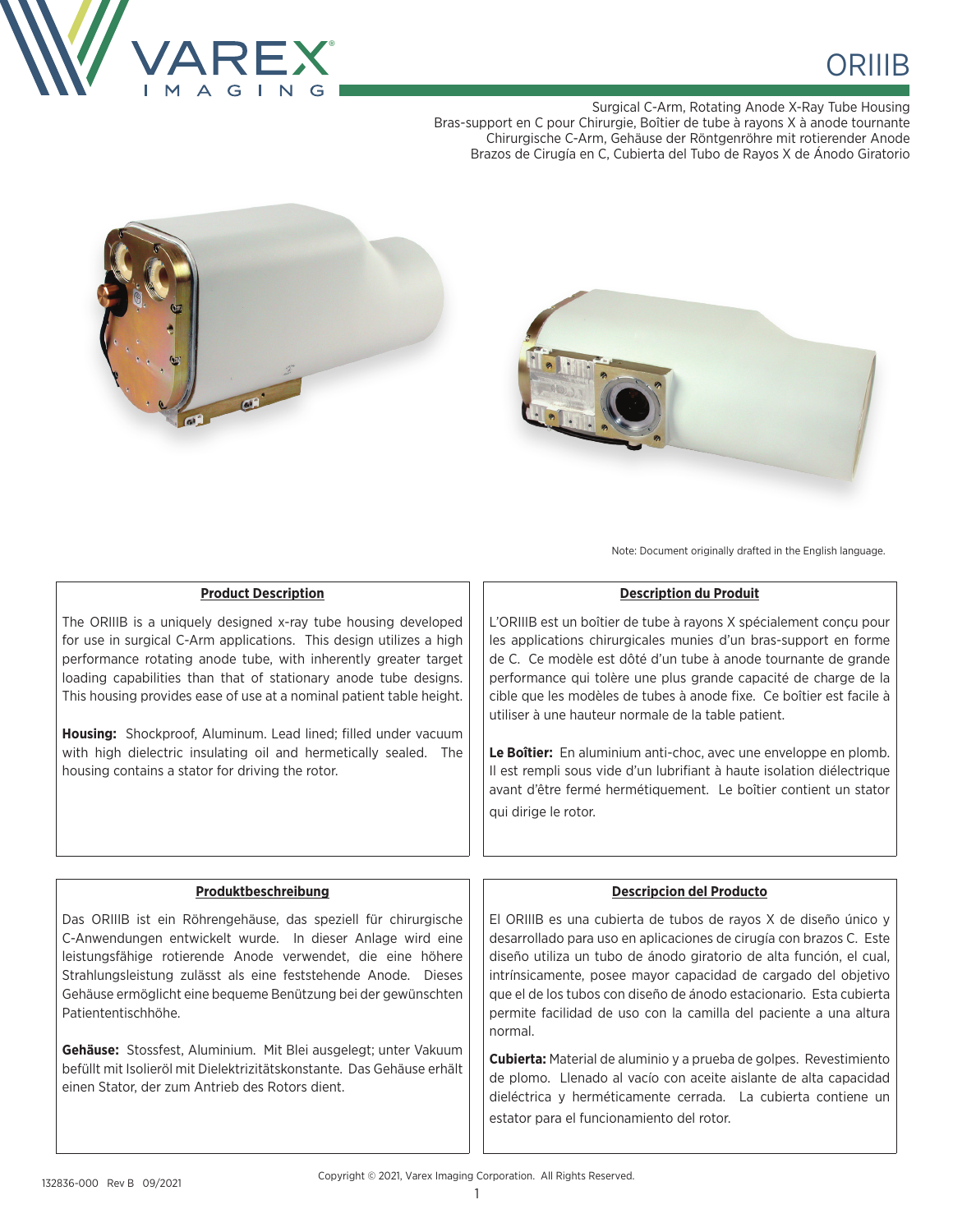# ORIIIB

Surgical C-Arm, Rotating Anode X-Ray Tube Housing
Bras-support en C pour Chirurgie, Boîtier de tube à rayons X à anode tournante
Chirurgische C-Arm, Gehäuse der Röntgenröhre mit rotierender Anode
Brazos de Cirugía en C, Cubierta del Tubo de Rayos X de Ánodo Giratorio

Note: Document originally drafted in the English language.

## Product Description

The ORIIIB is a uniquely designed x-ray tube housing developed for use in surgical C-Arm applications. This design utilizes a high performance rotating anode tube, with inherently greater target loading capabilities than that of stationary anode tube designs. This housing provides ease of use at a nominal patient table height.

**Housing:** Shockproof, Aluminum. Lead lined; filled under vacuum with high dielectric insulating oil and hermetically sealed. The housing contains a stator for driving the rotor.

## Description du Produit

L'ORIIIB est un boîtier de tube à rayons X spécialement conçu pour les applications chirurgicales munies d'un bras-support en forme de C. Ce modèle est dôté d'un tube à anode tournante de grande performance qui tolère une plus grande capacité de charge de la cible que les modèles de tubes à anode fixe. Ce boîtier est facile à utiliser à une hauteur normale de la table patient.

**Le Boîtier:** En aluminium anti-choc, avec une enveloppe en plomb. Il est rempli sous vide d'un lubrifiant à haute isolation diélectrique avant d'être fermé hermétiquement. Le boîtier contient un stator qui dirige le rotor.

## Produktbeschreibung

Das ORIIIB ist ein Röhrengehäuse, das speziell für chirurgische C-Anwendungen entwickelt wurde. In dieser Anlage wird eine leistungsfähige rotierende Anode verwendet, die eine höhere Strahlungsleistung zulässt als eine feststehende Anode. Dieses Gehäuse ermöglicht eine bequeme Benützung bei der gewünschten Patiententischhöhe.

**Gehäuse:** Stossfest, Aluminium. Mit Blei ausgelegt; unter Vakuum befüllt mit Isolieröl mit Dielektrizitätskonstante. Das Gehäuse erhält einen Stator, der zum Antrieb des Rotors dient.

## Descripcion del Producto

El ORIIIB es una cubierta de tubos de rayos X de diseño único y desarrollado para uso en aplicaciones de cirugía con brazos C. Este diseño utiliza un tubo de ánodo giratorio de alta función, el cual, intrínsicamente, posee mayor capacidad de cargado del objetivo que el de los tubos con diseño de ánodo estacionario. Esta cubierta permite facilidad de uso con la camilla del paciente a una altura normal.

**Cubierta:** Material de aluminio y a prueba de golpes. Revestimiento de plomo. Llenado al vacío con aceite aislante de alta capacidad dieléctrica y herméticamente cerrada. La cubierta contiene un estator para el funcionamiento del rotor.

132836-000 Rev B 09/2021

Copyright © 2021, Varex Imaging Corporation. All Rights Reserved.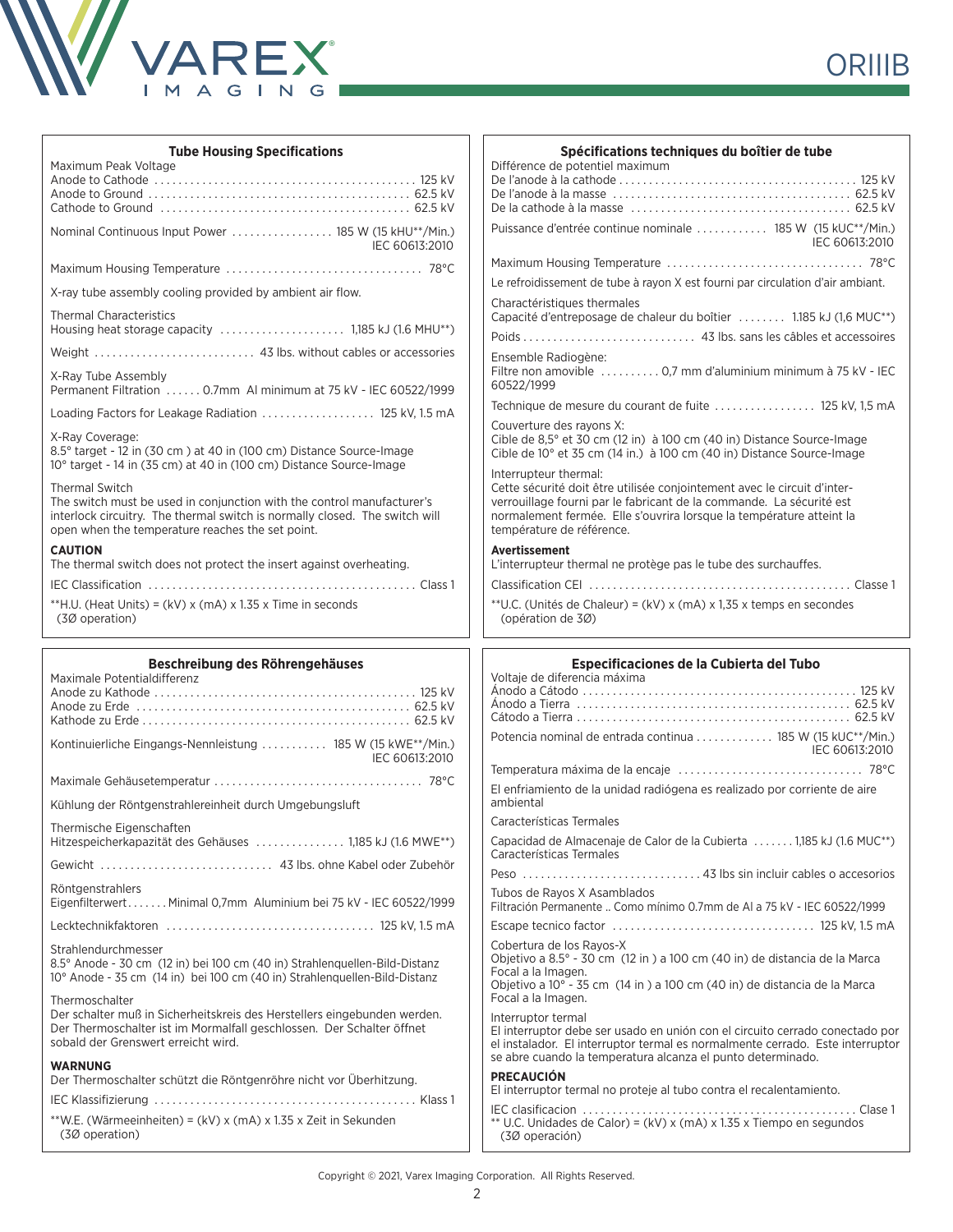## Tube Housing Specifications

Maximum Peak Voltage
Anode to Cathode ............................................ 125 kV
Anode to Ground ............................................ 62.5 kV
Cathode to Ground .......................................... 62.5 kV

Nominal Continuous Input Power ................. 185 W (15 kHU**/Min.) IEC 60613:2010

Maximum Housing Temperature ................................. 78°C

X-ray tube assembly cooling provided by ambient air flow.

Thermal Characteristics
Housing heat storage capacity ..................... 1,185 kJ (1.6 MHU**)

Weight ........................... 43 lbs. without cables or accessories

X-Ray Tube Assembly
Permanent Filtration ...... 0.7mm Al minimum at 75 kV - IEC 60522/1999

Loading Factors for Leakage Radiation ................... 125 kV, 1.5 mA

X-Ray Coverage:
8.5° target - 12 in (30 cm ) at 40 in (100 cm) Distance Source-Image
10° target - 14 in (35 cm) at 40 in (100 cm) Distance Source-Image

Thermal Switch
The switch must be used in conjunction with the control manufacturer's interlock circuitry. The thermal switch is normally closed. The switch will open when the temperature reaches the set point.

**CAUTION**
The thermal switch does not protect the insert against overheating.

IEC Classification ............................................ Class 1

**H.U. (Heat Units) = (kV) x (mA) x 1.35 x Time in seconds (3Ø operation)

## Spécifications techniques du boîtier de tube

Différence de potentiel maximum
De l'anode à la cathode ........................................ 125 kV
De l'anode à la masse ........................................ 62.5 kV
De la cathode à la masse .................................... 62.5 kV

Puissance d'entrée continue nominale ............ 185 W (15 kUC**/Min.) IEC 60613:2010

Maximum Housing Temperature ................................. 78°C

Le refroidissement de tube à rayon X est fourni par circulation d'air ambiant.

Charactéristiques thermales
Capacité d'entreposage de chaleur du boîtier ........ 1.185 kJ (1,6 MUC**)

Poids ............................. 43 lbs. sans les câbles et accessoires

Ensemble Radiogène:
Filtre non amovible .......... 0,7 mm d'aluminium minimum à 75 kV - IEC 60522/1999

Technique de mesure du courant de fuite ................. 125 kV, 1,5 mA

Couverture des rayons X:
Cible de 8,5° et 30 cm (12 in) à 100 cm (40 in) Distance Source-Image
Cible de 10° et 35 cm (14 in.) à 100 cm (40 in) Distance Source-Image

Interrupteur thermal:
Cette sécurité doit être utilisée conjointement avec le circuit d'inter-verrouillage fourni par le fabricant de la commande. La sécurité est normalement fermée. Elle s'ouvrira lorsque la température atteint la température de référence.

**Avertissement**
L'interrupteur thermal ne protège pas le tube des surchauffes.

Classification CEI ........................................... Classe 1

**U.C. (Unités de Chaleur) = (kV) x (mA) x 1,35 x temps en secondes (opération de 3Ø)

## Beschreibung des Röhrengehäuses

Maximale Potentialdifferenz
Anode zu Kathode ............................................ 125 kV
Anode zu Erde .............................................. 62.5 kV
Kathode zu Erde ............................................. 62.5 kV

Kontinuierliche Eingangs-Nennleistung ........... 185 W (15 kWE**/Min.) IEC 60613:2010

Maximale Gehäusetemperatur ................................... 78°C

Kühlung der Röntgenstrahlereinheit durch Umgebungsluft

Thermische Eigenschaften
Hitzespeicherkapazität des Gehäuses ............... 1,185 kJ (1.6 MWE**)

Gewicht ............................. 43 lbs. ohne Kabel oder Zubehör

Röntgenstrahlers
Eigenfilterwert....... Minimal 0,7mm Aluminium bei 75 kV - IEC 60522/1999

Lecktechnikfaktoren .................................. 125 kV, 1.5 mA

Strahlendurchmesser
8.5° Anode - 30 cm (12 in) bei 100 cm (40 in) Strahlenquellen-Bild-Distanz
10° Anode - 35 cm (14 in) bei 100 cm (40 in) Strahlenquellen-Bild-Distanz

Thermoschalter
Der schalter muß in Sicherheitskreis des Herstellers eingebunden werden. Der Thermoschalter ist im Mormalfall geschlossen. Der Schalter öffnet sobald der Grenswert erreicht wird.

**WARNUNG**
Der Thermoschalter schützt die Röntgenröhre nicht vor Überhitzung.

IEC Klassifizierung ........................................... Klass 1

**W.E. (Wärmeeinheiten) = (kV) x (mA) x 1.35 x Zeit in Sekunden (3Ø operation)

## Especificaciones de la Cubierta del Tubo

Voltaje de diferencia máxima
Ánodo a Cátodo ............................................. 125 kV
Ánodo a Tierra ............................................. 62.5 kV
Cátodo a Tierra ............................................. 62.5 kV

Potencia nominal de entrada continua ............. 185 W (15 kUC**/Min.) IEC 60613:2010

Temperatura máxima de la encaje ............................... 78°C

El enfriamiento de la unidad radiógena es realizado por corriente de aire ambiental

Características Termales

Capacidad de Almacenaje de Calor de la Cubierta .......1,185 kJ (1.6 MUC**)
Características Termales

Peso ..............................43 lbs sin incluir cables o accesorios

Tubos de Rayos X Asamblados
Filtración Permanente .. Como mínimo 0.7mm de Al a 75 kV - IEC 60522/1999

Escape tecnico factor ................................. 125 kV, 1.5 mA

Cobertura de los Rayos-X
Objetivo a 8.5° - 30 cm (12 in ) a 100 cm (40 in) de distancia de la Marca Focal a la Imagen.
Objetivo a 10° - 35 cm (14 in ) a 100 cm (40 in) de distancia de la Marca Focal a la Imagen.

Interruptor termal
El interruptor debe ser usado en unión con el circuito cerrado conectado por el instalador. El interruptor termal es normalmente cerrado. Este interruptor se abre cuando la temperatura alcanza el punto determinado.

**PRECAUCIÓN**
El interruptor termal no proteje al tubo contra el recalentamiento.

IEC clasificacion ............................................. Clase 1
** U.C. Unidades de Calor) = (kV) x (mA) x 1.35 x Tiempo en segundos (3Ø operación)

Copyright © 2021, Varex Imaging Corporation. All Rights Reserved.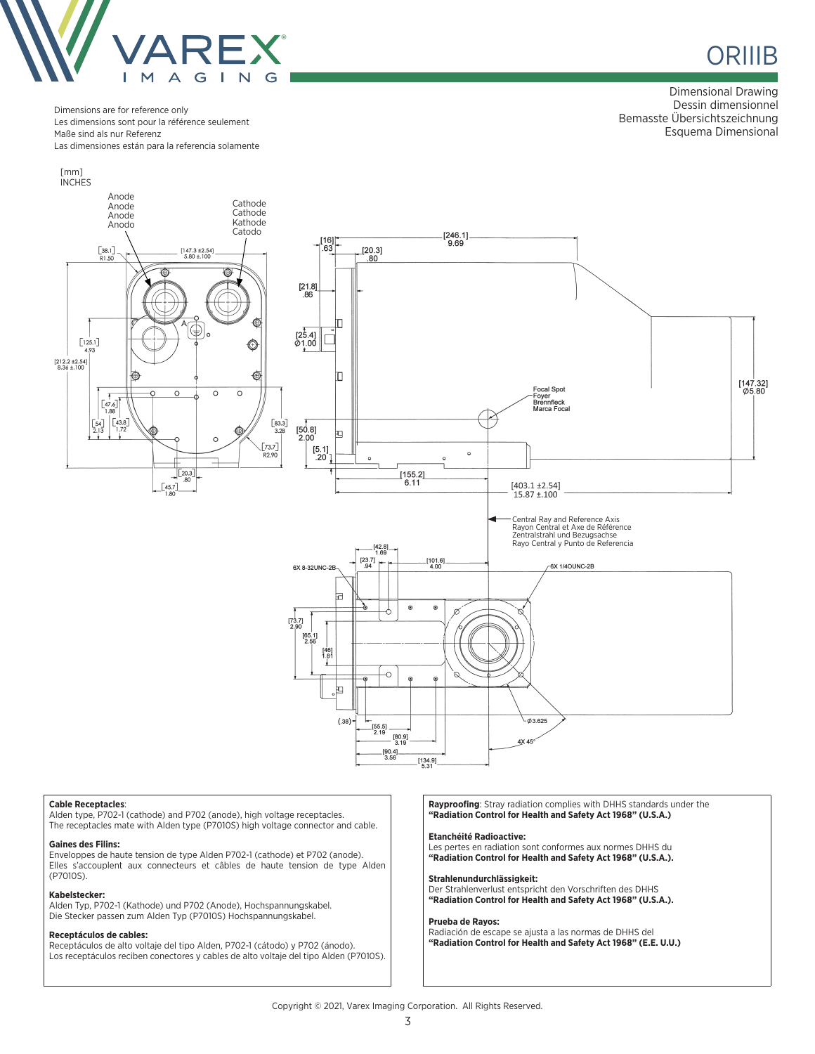# ORIIIB

Dimensional Drawing
Dessin dimensionnel
Bemasste Übersichtszeichnung
Esquema Dimensional

Dimensions are for reference only
Les dimensions sont pour la référence seulement
Maße sind als nur Referenz
Las dimenciones están para la referencia solamente

[mm]
INCHES

Anode
Anode
Anode
Anodo

Cathode
Cathode
Kathode
Catodo

Focal Spot
Foyer
Brennfleck
Marca Focal

Central Ray and Reference Axis
Rayon Central et Axe de Référence
Zentralstrahl und Bezugsachse
Rayo Central y Punto de Referencia

6X 8-32UNC-2B

6X 1/4OUNC-2B

**Cable Receptacles**:
Alden type, P702-1 (cathode) and P702 (anode), high voltage receptacles.
The receptacles mate with Alden type (P7010S) high voltage connector and cable.

**Gaines des Filins:**
Enveloppes de haute tension de type Alden P702-1 (cathode) et P702 (anode).
Elles s'accouplent aux connecteurs et câbles de haute tension de type Alden (P7010S).

**Kabelstecker:**
Alden Typ, P702-1 (Kathode) und P702 (Anode), Hochspannungskabel.
Die Stecker passen zum Alden Typ (P7010S) Hochspannungskabel.

**Receptáculos de cables:**
Receptáculos de alto voltaje del tipo Alden, P702-1 (cátodo) y P702 (ánodo).
Los receptáculos reciben conectores y cables de alto voltaje del tipo Alden (P7010S).

**Rayproofing**: Stray radiation complies with DHHS standards under the
**"Radiation Control for Health and Safety Act 1968" (U.S.A.)**

**Etanchéité Radioactive:**
Les pertes en radiation sont conformes aux normes DHHS du
**"Radiation Control for Health and Safety Act 1968" (U.S.A.).**

**Strahlenundurchlässigkeit:**
Der Strahlenverlust entspricht den Vorschriften des DHHS
**"Radiation Control for Health and Safety Act 1968" (U.S.A.).**

**Prueba de Rayos:**
Radiación de escape se ajusta a las normas de DHHS del
**"Radiation Control for Health and Safety Act 1968" (E.E. U.U.)**

Copyright © 2021, Varex Imaging Corporation. All Rights Reserved.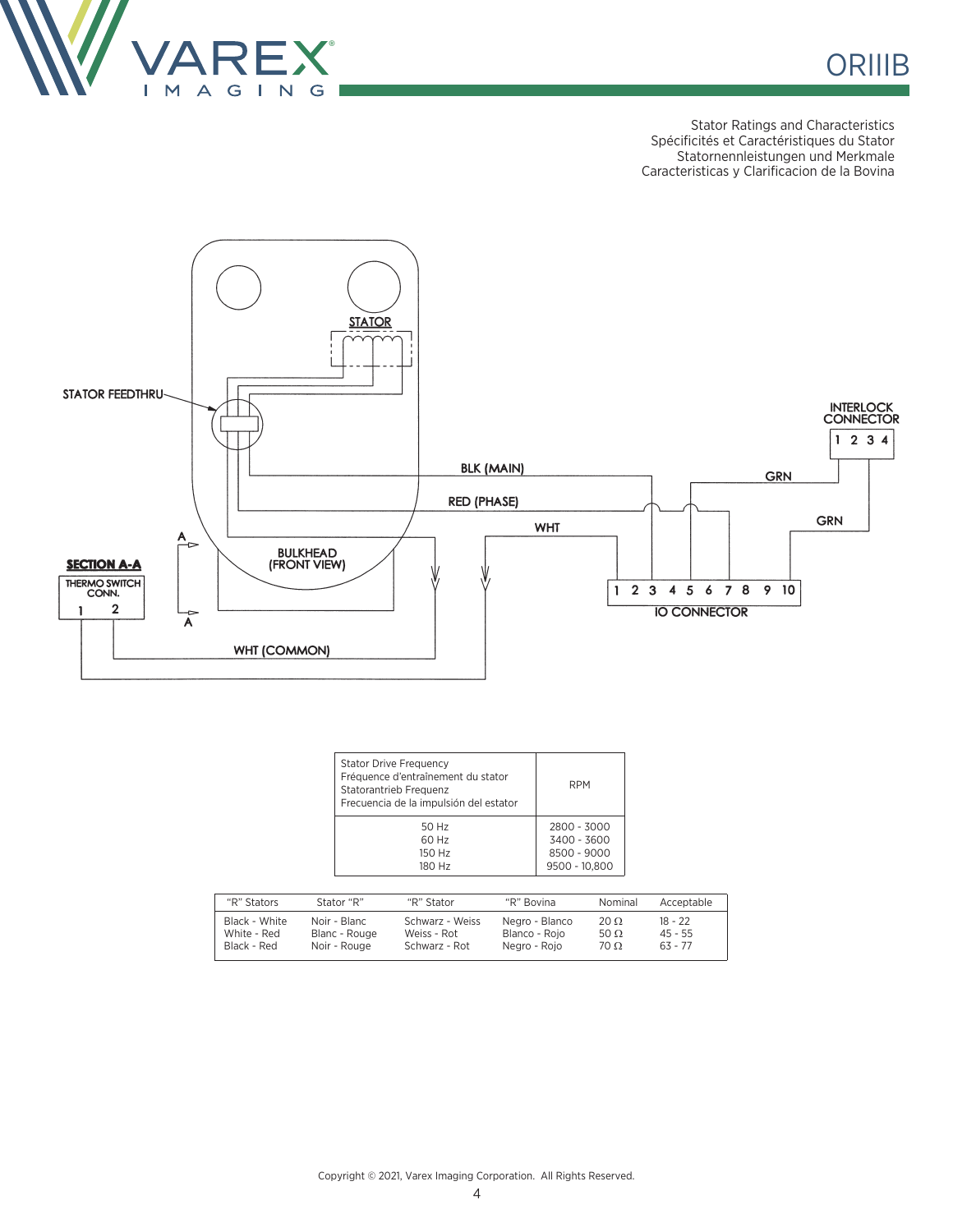Stator Ratings and Characteristics
Spécificités et Caractéristiques du Stator
Statornennleistungen und Merkmale
Caracteristicas y Clarificacion de la Bovina

STATOR

STATOR FEEDTHRU

INTERLOCK CONNECTOR
1 2 3 4

BLK (MAIN)

GRN

RED (PHASE)

GRN

WHT

SECTION A-A

THERMO SWITCH CONN.
1 2

BULKHEAD (FRONT VIEW)

1 2 3 4 5 6 7 8 9 10
IO CONNECTOR

WHT (COMMON)

| Stator Drive Frequency<br>Fréquence d'entraînement du stator<br>Statorantrieb Frequenz<br>Frecuencia de la impulsión del estator | RPM |
|---|---|
| 50 Hz | 2800 - 3000 |
| 60 Hz | 3400 - 3600 |
| 150 Hz | 8500 - 9000 |
| 180 Hz | 9500 - 10,800 |

| "R" Stators | Stator "R" | "R" Stator | "R" Bovina | Nominal | Acceptable |
|---|---|---|---|---|---|
| Black - White | Noir - Blanc | Schwarz - Weiss | Negro - Blanco | 20 Ω | 18 - 22 |
| White - Red | Blanc - Rouge | Weiss - Rot | Blanco - Rojo | 50 Ω | 45 - 55 |
| Black - Red | Noir - Rouge | Schwarz - Rot | Negro - Rojo | 70 Ω | 63 - 77 |

Copyright © 2021, Varex Imaging Corporation. All Rights Reserved.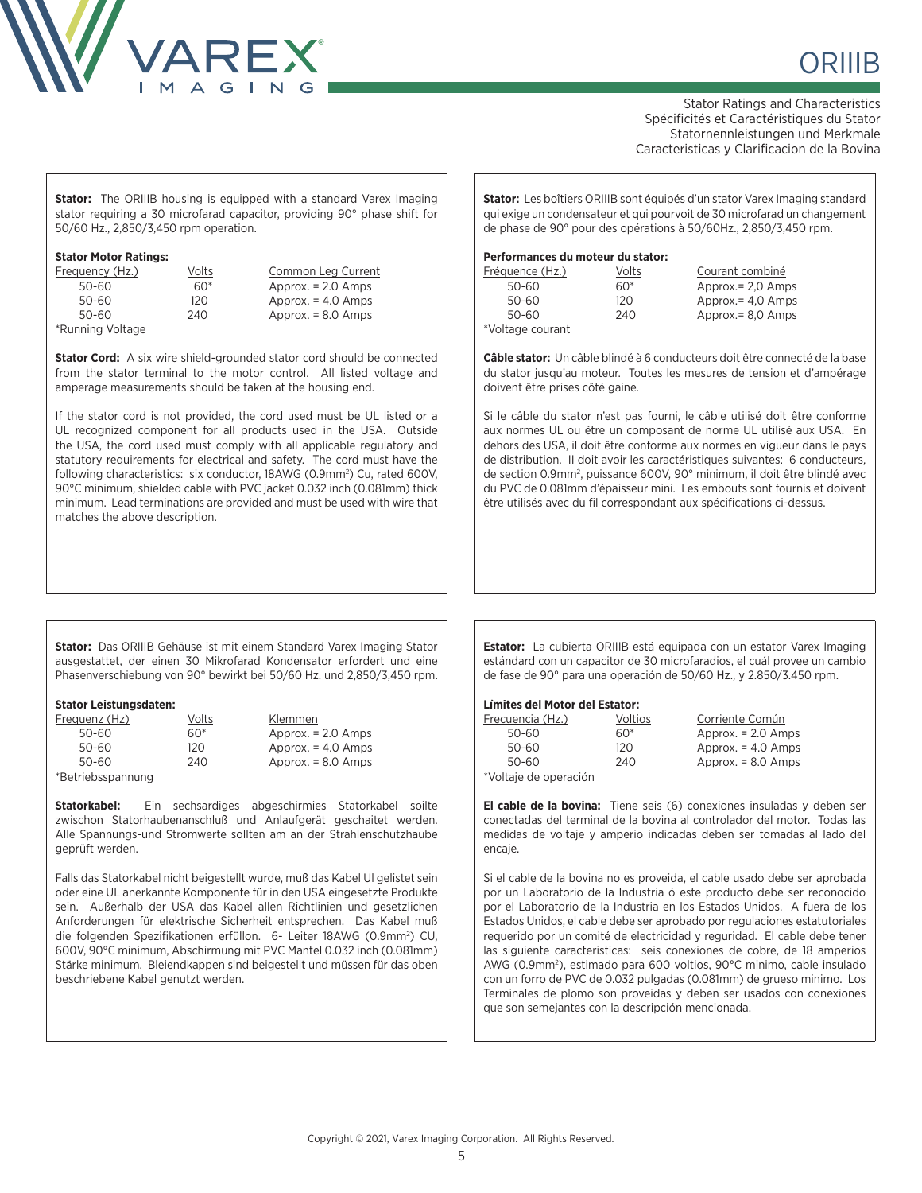# ORIIIB

Stator Ratings and Characteristics
Spécificités et Caractéristiques du Stator
Statornennleistungen und Merkmale
Caracteristicas y Clarificacion de la Bovina

**Stator:** The ORIIIB housing is equipped with a standard Varex Imaging stator requiring a 30 microfarad capacitor, providing 90° phase shift for 50/60 Hz., 2,850/3,450 rpm operation.

**Stator Motor Ratings:**

| Frequency (Hz.) | Volts | Common Leg Current |
|---|---|---|
| 50-60 | 60* | Approx. = 2.0 Amps |
| 50-60 | 120 | Approx. = 4.0 Amps |
| 50-60 | 240 | Approx. = 8.0 Amps |

*Running Voltage

**Stator Cord:** A six wire shield-grounded stator cord should be connected from the stator terminal to the motor control. All listed voltage and amperage measurements should be taken at the housing end.

If the stator cord is not provided, the cord used must be UL listed or a UL recognized component for all products used in the USA. Outside the USA, the cord used must comply with all applicable regulatory and statutory requirements for electrical and safety. The cord must have the following characteristics: six conductor, 18AWG (0.9mm$^2$) Cu, rated 600V, 90°C minimum, shielded cable with PVC jacket 0.032 inch (0.081mm) thick minimum. Lead terminations are provided and must be used with wire that matches the above description.

**Stator:** Les boîtiers ORIIIB sont équipés d'un stator Varex Imaging standard qui exige un condensateur et qui pourvoit de 30 microfarad un changement de phase de 90° pour des opérations à 50/60Hz., 2,850/3,450 rpm.

**Performances du moteur du stator:**

| Fréquence (Hz.) | Volts | Courant combiné |
|---|---|---|
| 50-60 | 60* | Approx.= 2,0 Amps |
| 50-60 | 120 | Approx.= 4,0 Amps |
| 50-60 | 240 | Approx.= 8,0 Amps |

*Voltage courant

**Câble stator:** Un câble blindé à 6 conducteurs doit être connecté de la base du stator jusqu'au moteur. Toutes les mesures de tension et d'ampérage doivent être prises côté gaine.

Si le câble du stator n'est pas fourni, le câble utilisé doit être conforme aux normes UL ou être un composant de norme UL utilisé aux USA. En dehors des USA, il doit être conforme aux normes en vigueur dans le pays de distribution. Il doit avoir les caractéristiques suivantes: 6 conducteurs, de section 0.9mm$^2$, puissance 600V, 90° minimum, il doit être blindé avec du PVC de 0.081mm d'épaisseur mini. Les embouts sont fournis et doivent être utilisés avec du fil correspondant aux spécifications ci-dessus.

**Stator:** Das ORIIIB Gehäuse ist mit einem Standard Varex Imaging Stator ausgestattet, der einen 30 Mikrofarad Kondensator erfordert und eine Phasenverschiebung von 90° bewirkt bei 50/60 Hz. und 2,850/3,450 rpm.

**Stator Leistungsdaten:**

| Frequenz (Hz) | Volts | Klemmen |
|---|---|---|
| 50-60 | 60* | Approx. = 2.0 Amps |
| 50-60 | 120 | Approx. = 4.0 Amps |
| 50-60 | 240 | Approx. = 8.0 Amps |

*Betriebsspannung

**Statorkabel:** Ein sechsardiges abgeschirmies Statorkabel soilte zwischon Statorhaubenanschluß und Anlaufgerät geschaitet werden. Alle Spannungs-und Stromwerte sollten am an der Strahlenschutzhaube geprüft werden.

Falls das Statorkabel nicht beigestellt wurde, muß das Kabel Ul gelistet sein oder eine UL anerkannte Komponente für in den USA eingesetzte Produkte sein. Außerhalb der USA das Kabel allen Richtlinien und gesetzlichen Anforderungen für elektrische Sicherheit entsprechen. Das Kabel muß die folgenden Spezifikationen erfüllon. 6- Leiter 18AWG (0.9mm$^2$) CU, 600V, 90°C minimum, Abschirmung mit PVC Mantel 0.032 inch (0.081mm) Stärke minimum. Bleiendkappen sind beigestellt und müssen für das oben beschriebene Kabel genutzt werden.

**Estator:** La cubierta ORIIIB está equipada con un estator Varex Imaging estándard con un capacitor de 30 microfaradios, el cuál provee un cambio de fase de 90° para una operación de 50/60 Hz., y 2.850/3.450 rpm.

**Límites del Motor del Estator:**

| Frecuencia (Hz.) | Voltios | Corriente Común |
|---|---|---|
| 50-60 | 60* | Approx. = 2.0 Amps |
| 50-60 | 120 | Approx. = 4.0 Amps |
| 50-60 | 240 | Approx. = 8.0 Amps |

*Voltaje de operación

**El cable de la bovina:** Tiene seis (6) conexiones insuladas y deben ser conectadas del terminal de la bovina al controlador del motor. Todas las medidas de voltaje y amperio indicadas deben ser tomadas al lado del encaje.

Si el cable de la bovina no es proveida, el cable usado debe ser aprobada por un Laboratorio de la Industria ó este producto debe ser reconocido por el Laboratorio de la Industria en los Estados Unidos. A fuera de los Estados Unidos, el cable debe ser aprobado por regulaciones estatutoriales requerido por un comité de electricidad y reguridad. El cable debe tener las siguiente caracteristicas: seis conexiones de cobre, de 18 amperios AWG (0.9mm$^2$), estimado para 600 voltios, 90°C minimo, cable insulado con un forro de PVC de 0.032 pulgadas (0.081mm) de grueso minimo. Los Terminales de plomo son proveidas y deben ser usados con conexiones que son semejantes con la descripción mencionada.

Copyright © 2021, Varex Imaging Corporation. All Rights Reserved.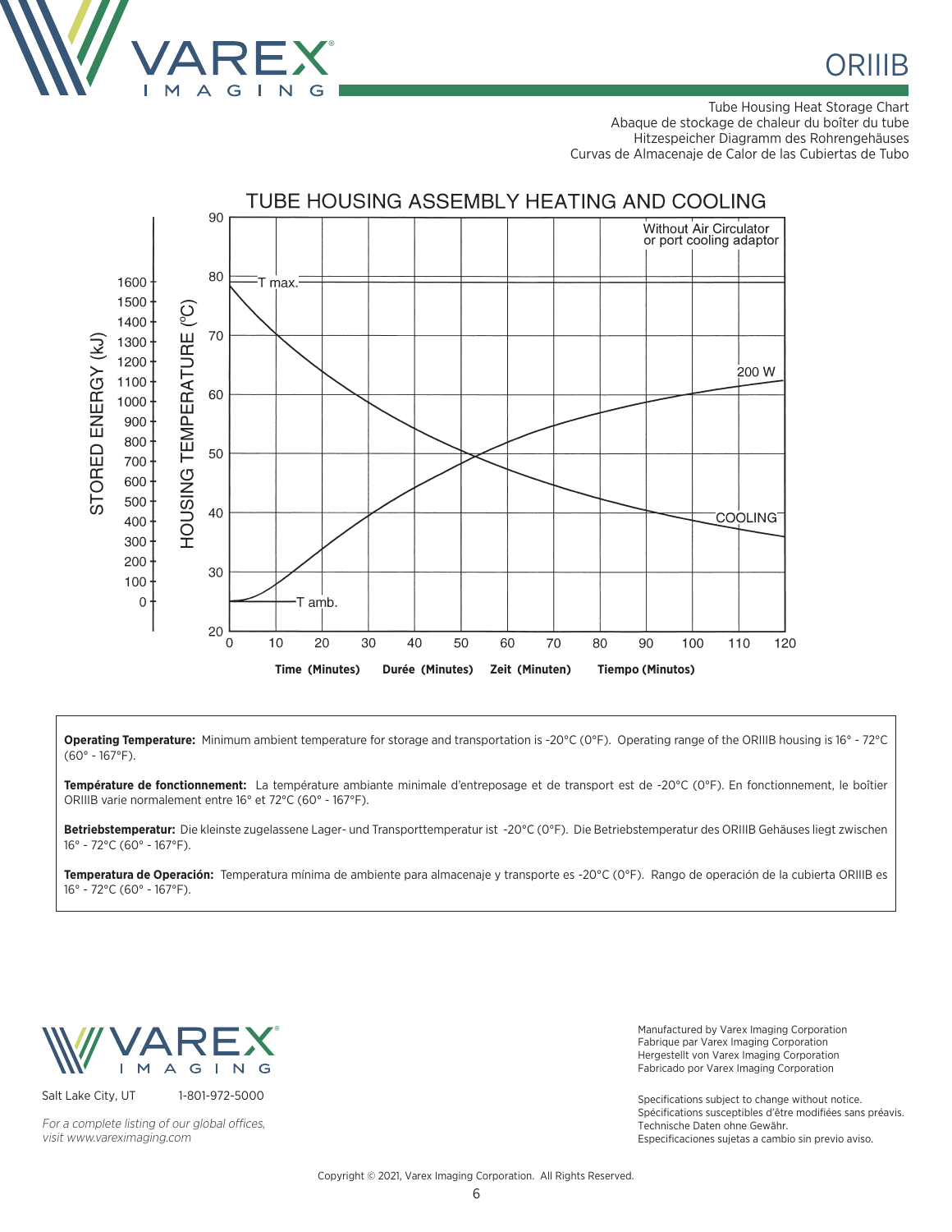# ORIIIB

Tube Housing Heat Storage Chart
Abaque de stockage de chaleur du boîter du tube
Hitzespeicher Diagramm des Rohrengehäuses
Curvas de Almacenaje de Calor de las Cubiertas de Tubo

TUBE HOUSING ASSEMBLY HEATING AND COOLING

Without Air Circulator
or port cooling adaptor

STORED ENERGY (kJ)
1600
1500
1400
1300
1200
1100
1000
900
800
700
600
500
400
300
200
100
0

HOUSING TEMPERATURE (°C)
90
80
70
60
50
40
30
20

T max.
200 W
COOLING
T amb.

0 10 20 30 40 50 60 70 80 90 100 110 120

**Time (Minutes) Durée (Minutes) Zeit (Minuten) Tiempo (Minutos)**

**Operating Temperature:** Minimum ambient temperature for storage and transportation is -20°C (0°F). Operating range of the ORIIIB housing is 16° - 72°C (60° - 167°F).

**Température de fonctionnement:** La température ambiante minimale d'entreposage et de transport est de -20°C (0°F). En fonctionnement, le boîtier ORIIIB varie normalement entre 16° et 72°C (60° - 167°F).

**Betriebstemperatur:** Die kleinste zugelassene Lager- und Transporttemperatur ist -20°C (0°F). Die Betriebstemperatur des ORIIIB Gehäuses liegt zwischen 16° - 72°C (60° - 167°F).

**Temperatura de Operación:** Temperatura mínima de ambiente para almacenaje y transporte es -20°C (0°F). Rango de operación de la cubierta ORIIIB es 16° - 72°C (60° - 167°F).

Salt Lake City, UT 1-801-972-5000

*For a complete listing of our global offices, visit www.vareximaging.com*

Manufactured by Varex Imaging Corporation
Fabrique par Varex Imaging Corporation
Hergestellt von Varex Imaging Corporation
Fabricado por Varex Imaging Corporation

Specifications subject to change without notice.
Spécifications susceptibles d'être modifiées sans préavis.
Technische Daten ohne Gewähr.
Especificaciones sujetas a cambio sin previo aviso.

Copyright © 2021, Varex Imaging Corporation. All Rights Reserved.